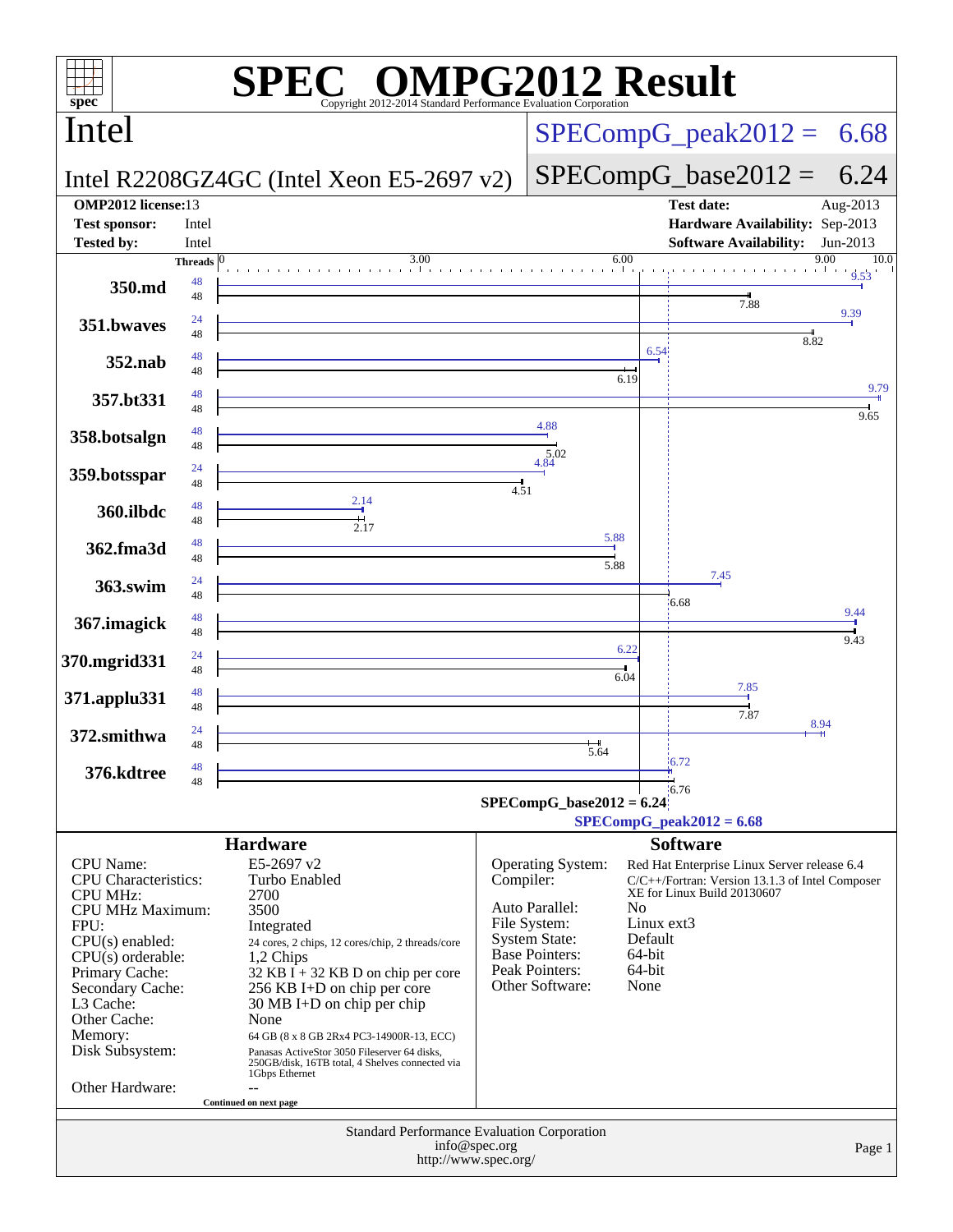# SPEC OMPG2012 Result

Copyright 2012-2014 Standard Performance Evaluation Corporation

## Intel

**Intel R2208GZ4GC (Intel Xeon E5-2697 v2)**

SPECompG_peak2012 = 6.68

SPECompG_base2012 = 6.24

| | | | |
|---|---|---|---|
| **OMP2012 license:** | 13 | **Test date:** | Aug-2013 |
| **Test sponsor:** | Intel | **Hardware Availability:** | Sep-2013 |
| **Tested by:** | Intel | **Software Availability:** | Jun-2013 |

| Benchmark | Threads (peak) | Threads (base) | Peak | Base |
|---|---|---|---|---|
| 350.md | 48 | 48 | 9.53 | 7.88 |
| 351.bwaves | 24 | 48 | 9.39 | 8.82 |
| 352.nab | 48 | 48 | 6.54 | 6.19 |
| 357.bt331 | 48 | 48 | 9.79 | 9.65 |
| 358.botsalgn | 48 | 48 | 4.88 | 5.02 |
| 359.botsspar | 24 | 48 | 4.84 | 4.51 |
| 360.ilbdc | 48 | 48 | 2.14 | 2.17 |
| 362.fma3d | 48 | 48 | 5.88 | 5.88 |
| 363.swim | 24 | 48 | 7.45 | 6.68 |
| 367.imagick | 48 | 48 | 9.44 | 9.43 |
| 370.mgrid331 | 24 | 48 | 6.22 | 6.04 |
| 371.applu331 | 48 | 48 | 7.85 | 7.87 |
| 372.smithwa | 24 | 48 | 8.94 | 5.64 |
| 376.kdtree | 48 | 48 | 6.72 | 6.76 |

SPECompG_base2012 = 6.24

SPECompG_peak2012 = 6.68

### Hardware

| | |
|---|---|
| CPU Name: | E5-2697 v2 |
| CPU Characteristics: | Turbo Enabled |
| CPU MHz: | 2700 |
| CPU MHz Maximum: | 3500 |
| FPU: | Integrated |
| CPU(s) enabled: | 24 cores, 2 chips, 12 cores/chip, 2 threads/core |
| CPU(s) orderable: | 1,2 Chips |
| Primary Cache: | 32 KB I + 32 KB D on chip per core |
| Secondary Cache: | 256 KB I+D on chip per core |
| L3 Cache: | 30 MB I+D on chip per chip |
| Other Cache: | None |
| Memory: | 64 GB (8 x 8 GB 2Rx4 PC3-14900R-13, ECC) |
| Disk Subsystem: | Panasas ActiveStor 3050 Fileserver 64 disks, 250GB/disk, 16TB total, 4 Shelves connected via 1Gbps Ethernet |
| Other Hardware: | -- |

Continued on next page

### Software

| | |
|---|---|
| Operating System: | Red Hat Enterprise Linux Server release 6.4 |
| Compiler: | C/C++/Fortran: Version 13.1.3 of Intel Composer XE for Linux Build 20130607 |
| Auto Parallel: | No |
| File System: | Linux ext3 |
| System State: | Default |
| Base Pointers: | 64-bit |
| Peak Pointers: | 64-bit |
| Other Software: | None |

Standard Performance Evaluation Corporation
info@spec.org
http://www.spec.org/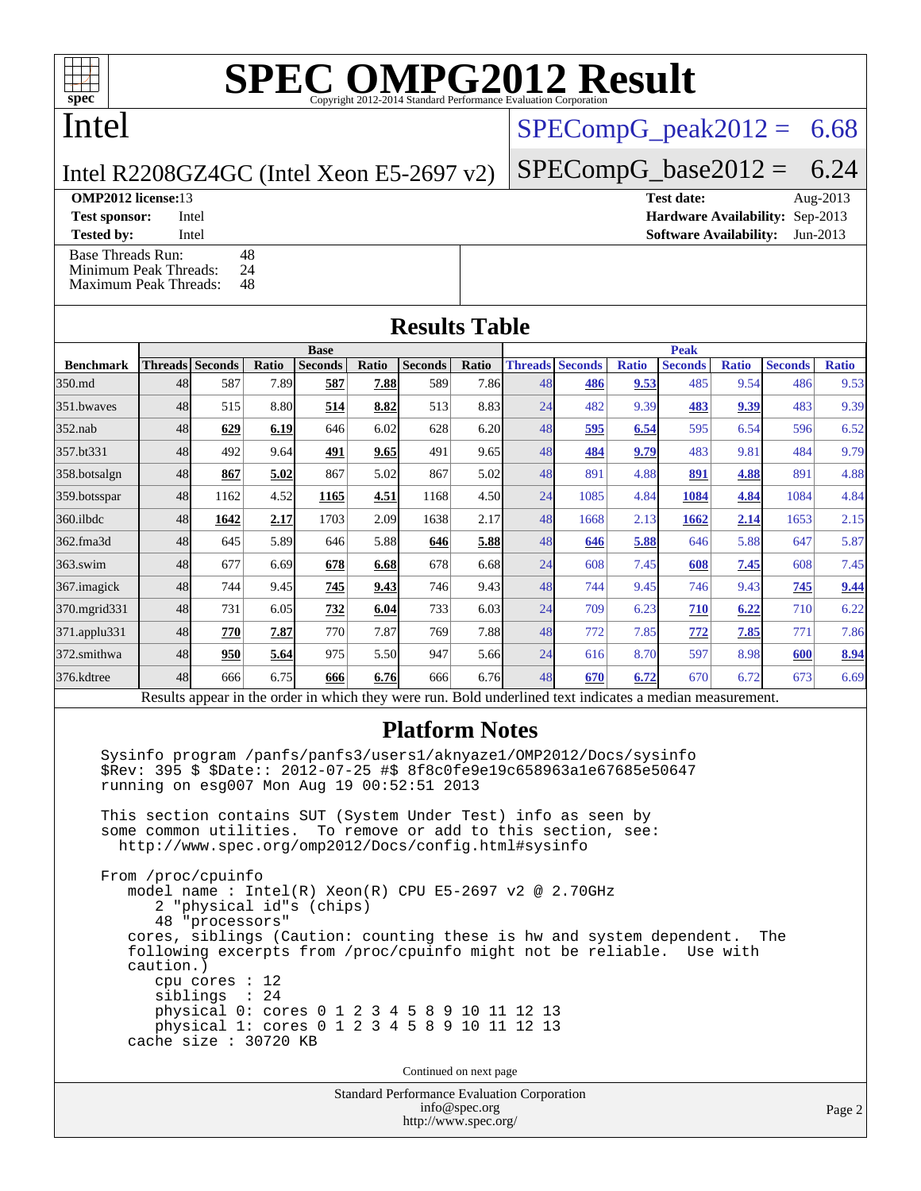# SPEC OMPG2012 Result

Copyright 2012-2014 Standard Performance Evaluation Corporation

# Intel

Intel R2208GZ4GC (Intel Xeon E5-2697 v2)

SPECompG_peak2012 = 6.68

SPECompG_base2012 = 6.24

**OMP2012 license:** 13
**Test sponsor:** Intel
**Tested by:** Intel

**Test date:** Aug-2013
**Hardware Availability:** Sep-2013
**Software Availability:** Jun-2013

Base Threads Run: 48
Minimum Peak Threads: 24
Maximum Peak Threads: 48

## Results Table

| | Base | | | | | | | Peak | | | | | | |
|---|---|---|---|---|---|---|---|---|---|---|---|---|---|---|
| **Benchmark** | **Threads** | **Seconds** | **Ratio** | **Seconds** | **Ratio** | **Seconds** | **Ratio** | **Threads** | **Seconds** | **Ratio** | **Seconds** | **Ratio** | **Seconds** | **Ratio** |
| 350.md | 48 | 587 | 7.89 | **587** | **7.88** | 589 | 7.86 | 48 | **486** | **9.53** | 485 | 9.54 | 486 | 9.53 |
| 351.bwaves | 48 | 515 | 8.80 | **514** | **8.82** | 513 | 8.83 | 24 | 482 | 9.39 | **483** | **9.39** | 483 | 9.39 |
| 352.nab | 48 | **629** | **6.19** | 646 | 6.02 | 628 | 6.20 | 48 | **595** | **6.54** | 595 | 6.54 | 596 | 6.52 |
| 357.bt331 | 48 | 492 | 9.64 | **491** | **9.65** | 491 | 9.65 | 48 | **484** | **9.79** | 483 | 9.81 | 484 | 9.79 |
| 358.botsalgn | 48 | **867** | **5.02** | 867 | 5.02 | 867 | 5.02 | 48 | 891 | 4.88 | **891** | **4.88** | 891 | 4.88 |
| 359.botsspar | 48 | 1162 | 4.52 | **1165** | **4.51** | 1168 | 4.50 | 24 | 1085 | 4.84 | **1084** | **4.84** | 1084 | 4.84 |
| 360.ilbdc | 48 | **1642** | **2.17** | 1703 | 2.09 | 1638 | 2.17 | 48 | 1668 | 2.13 | **1662** | **2.14** | 1653 | 2.15 |
| 362.fma3d | 48 | 645 | 5.89 | 646 | 5.88 | **646** | **5.88** | 48 | **646** | **5.88** | 646 | 5.88 | 647 | 5.87 |
| 363.swim | 48 | 677 | 6.69 | **678** | **6.68** | 678 | 6.68 | 24 | 608 | 7.45 | **608** | **7.45** | 608 | 7.45 |
| 367.imagick | 48 | 744 | 9.45 | **745** | **9.43** | 746 | 9.43 | 48 | 744 | 9.45 | 746 | 9.43 | **745** | **9.44** |
| 370.mgrid331 | 48 | 731 | 6.05 | **732** | **6.04** | 733 | 6.03 | 24 | 709 | 6.23 | **710** | **6.22** | 710 | 6.22 |
| 371.applu331 | 48 | **770** | **7.87** | 770 | 7.87 | 769 | 7.88 | 48 | 772 | 7.85 | **772** | **7.85** | 771 | 7.86 |
| 372.smithwa | 48 | **950** | **5.64** | 975 | 5.50 | 947 | 5.66 | 24 | 616 | 8.70 | 597 | 8.98 | **600** | **8.94** |
| 376.kdtree | 48 | 666 | 6.75 | **666** | **6.76** | 666 | 6.76 | 48 | **670** | **6.72** | 670 | 6.72 | 673 | 6.69 |

Results appear in the order in which they were run. Bold underlined text indicates a median measurement.

## Platform Notes

```
Sysinfo program /panfs/panfs3/users1/aknyaze1/OMP2012/Docs/sysinfo
$Rev: 395 $ $Date:: 2012-07-25 #$ 8f8c0fe9e19c658963a1e67685e50647
running on esg007 Mon Aug 19 00:52:51 2013

This section contains SUT (System Under Test) info as seen by
some common utilities.  To remove or add to this section, see:
  http://www.spec.org/omp2012/Docs/config.html#sysinfo

From /proc/cpuinfo
   model name : Intel(R) Xeon(R) CPU E5-2697 v2 @ 2.70GHz
      2 "physical id"s (chips)
      48 "processors"
   cores, siblings (Caution: counting these is hw and system dependent.  The
   following excerpts from /proc/cpuinfo might not be reliable.  Use with
   caution.)
      cpu cores : 12
      siblings  : 24
      physical 0: cores 0 1 2 3 4 5 8 9 10 11 12 13
      physical 1: cores 0 1 2 3 4 5 8 9 10 11 12 13
   cache size : 30720 KB
```

Continued on next page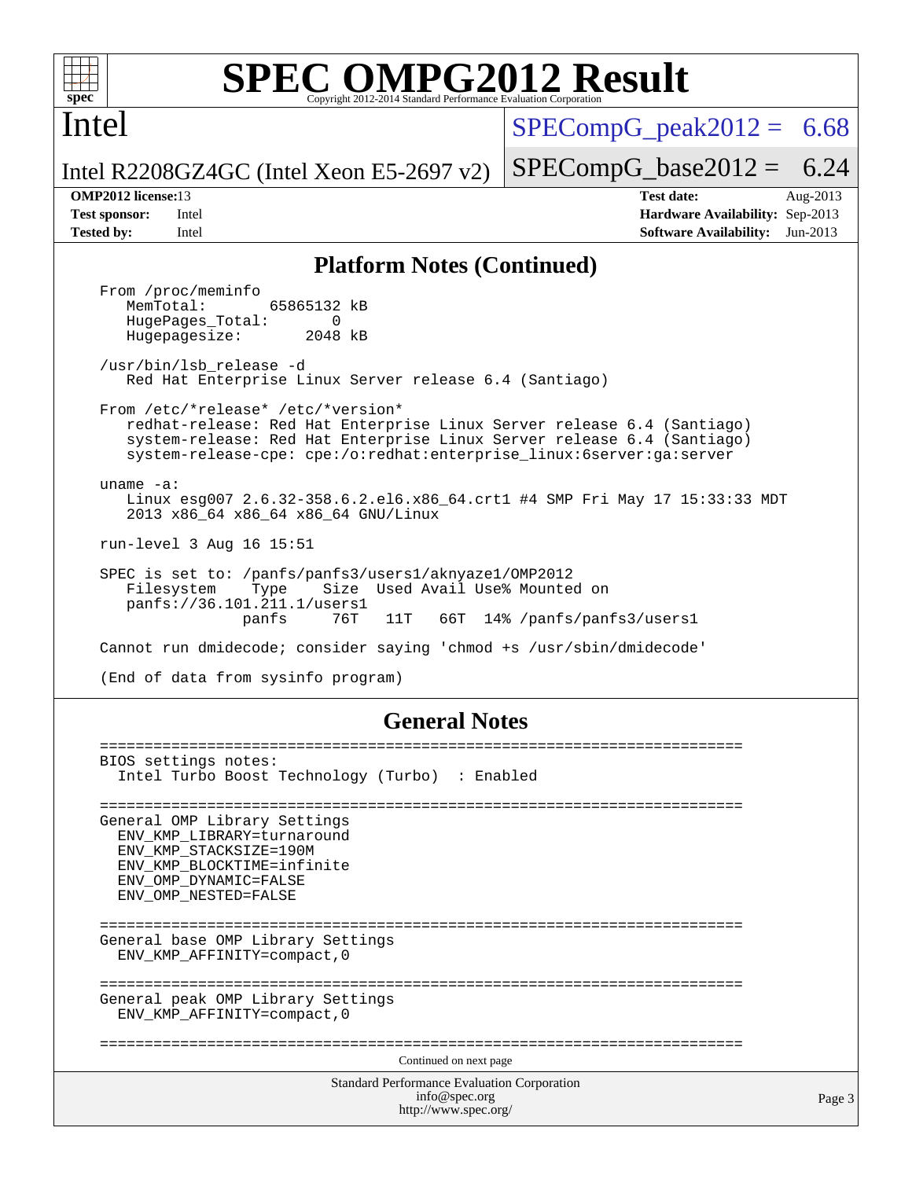# SPEC OMPG2012 Result

Copyright 2012-2014 Standard Performance Evaluation Corporation

**Intel**

**Intel R2208GZ4GC (Intel Xeon E5-2697 v2)**

SPECompG_peak2012 = 6.68

SPECompG_base2012 = 6.24

**OMP2012 license:** 13
**Test sponsor:** Intel
**Tested by:** Intel

**Test date:** Aug-2013
**Hardware Availability:** Sep-2013
**Software Availability:** Jun-2013

## Platform Notes (Continued)

```
From /proc/meminfo
   MemTotal:       65865132 kB
   HugePages_Total:       0
   Hugepagesize:       2048 kB

/usr/bin/lsb_release -d
   Red Hat Enterprise Linux Server release 6.4 (Santiago)

From /etc/*release* /etc/*version*
   redhat-release: Red Hat Enterprise Linux Server release 6.4 (Santiago)
   system-release: Red Hat Enterprise Linux Server release 6.4 (Santiago)
   system-release-cpe: cpe:/o:redhat:enterprise_linux:6server:ga:server

uname -a:
   Linux esg007 2.6.32-358.6.2.el6.x86_64.crt1 #4 SMP Fri May 17 15:33:33 MDT
   2013 x86_64 x86_64 x86_64 GNU/Linux

run-level 3 Aug 16 15:51

SPEC is set to: /panfs/panfs3/users1/aknyaze1/OMP2012
   Filesystem     Type    Size  Used Avail Use% Mounted on
   panfs://36.101.211.1/users1
                 panfs     76T   11T   66T  14% /panfs/panfs3/users1

Cannot run dmidecode; consider saying 'chmod +s /usr/sbin/dmidecode'

(End of data from sysinfo program)
```

## General Notes

```
========================================================================
BIOS settings notes:
  Intel Turbo Boost Technology (Turbo)  : Enabled

========================================================================
General OMP Library Settings
  ENV_KMP_LIBRARY=turnaround
  ENV_KMP_STACKSIZE=190M
  ENV_KMP_BLOCKTIME=infinite
  ENV_OMP_DYNAMIC=FALSE
  ENV_OMP_NESTED=FALSE

========================================================================
General base OMP Library Settings
  ENV_KMP_AFFINITY=compact,0

========================================================================
General peak OMP Library Settings
  ENV_KMP_AFFINITY=compact,0

========================================================================
```

Continued on next page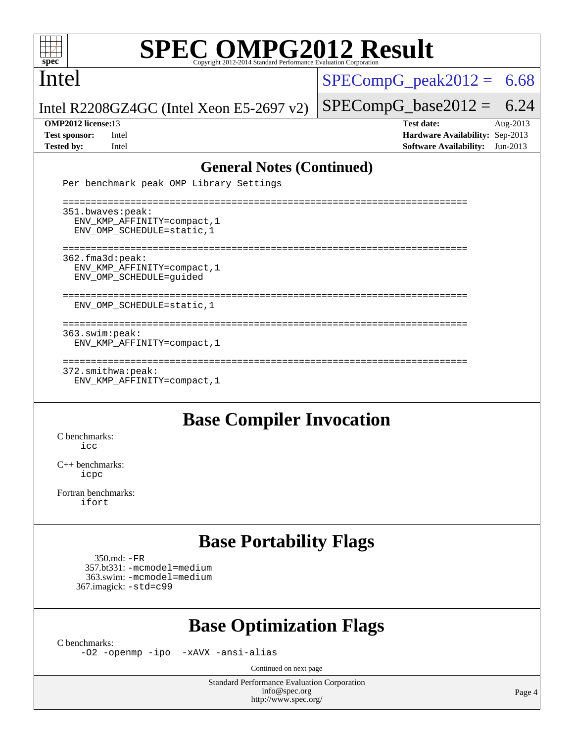# SPEC OMPG2012 Result

Intel

Intel R2208GZ4GC (Intel Xeon E5-2697 v2)

SPECompG_peak2012 = 6.68

SPECompG_base2012 = 6.24

**OMP2012 license:** 13
**Test sponsor:** Intel
**Tested by:** Intel

**Test date:** Aug-2013
**Hardware Availability:** Sep-2013
**Software Availability:** Jun-2013

## General Notes (Continued)

```
Per benchmark peak OMP Library Settings

========================================================================
351.bwaves:peak:
  ENV_KMP_AFFINITY=compact,1
  ENV_OMP_SCHEDULE=static,1

========================================================================
362.fma3d:peak:
  ENV_KMP_AFFINITY=compact,1
  ENV_OMP_SCHEDULE=guided

========================================================================
  ENV_OMP_SCHEDULE=static,1

========================================================================
363.swim:peak:
  ENV_KMP_AFFINITY=compact,1

========================================================================
372.smithwa:peak:
  ENV_KMP_AFFINITY=compact,1
```

## Base Compiler Invocation

C benchmarks:
icc

C++ benchmarks:
icpc

Fortran benchmarks:
ifort

## Base Portability Flags

350.md: -FR
357.bt331: -mcmodel=medium
363.swim: -mcmodel=medium
367.imagick: -std=c99

## Base Optimization Flags

C benchmarks:
-O2 -openmp -ipo -xAVX -ansi-alias

Continued on next page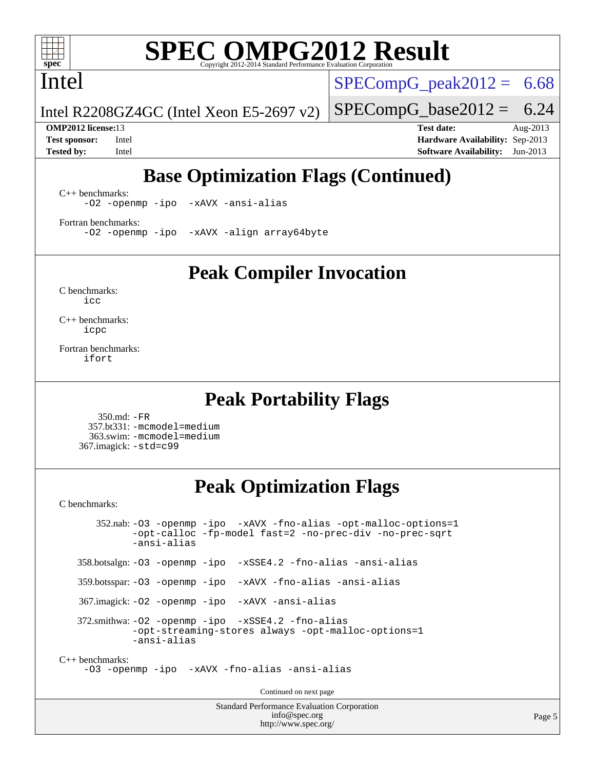## Base Optimization Flags (Continued)

C++ benchmarks:

```
-O2 -openmp -ipo  -xAVX -ansi-alias
```

Fortran benchmarks:

```
-O2 -openmp -ipo  -xAVX -align array64byte
```

## Peak Compiler Invocation

C benchmarks:

```
icc
```

C++ benchmarks:

```
icpc
```

Fortran benchmarks:

```
ifort
```

## Peak Portability Flags

350.md: `-FR`
357.bt331: `-mcmodel=medium`
363.swim: `-mcmodel=medium`
367.imagick: `-std=c99`

## Peak Optimization Flags

C benchmarks:

352.nab: `-O3 -openmp -ipo  -xAVX -fno-alias -opt-malloc-options=1 -opt-calloc -fp-model fast=2 -no-prec-div -no-prec-sqrt -ansi-alias`

358.botsalgn: `-O3 -openmp -ipo  -xSSE4.2 -fno-alias -ansi-alias`

359.botsspar: `-O3 -openmp -ipo  -xAVX -fno-alias -ansi-alias`

367.imagick: `-O2 -openmp -ipo  -xAVX -ansi-alias`

372.smithwa: `-O2 -openmp -ipo  -xSSE4.2 -fno-alias -opt-streaming-stores always -opt-malloc-options=1 -ansi-alias`

C++ benchmarks:

```
-O3 -openmp -ipo  -xAVX -fno-alias -ansi-alias
```

Continued on next page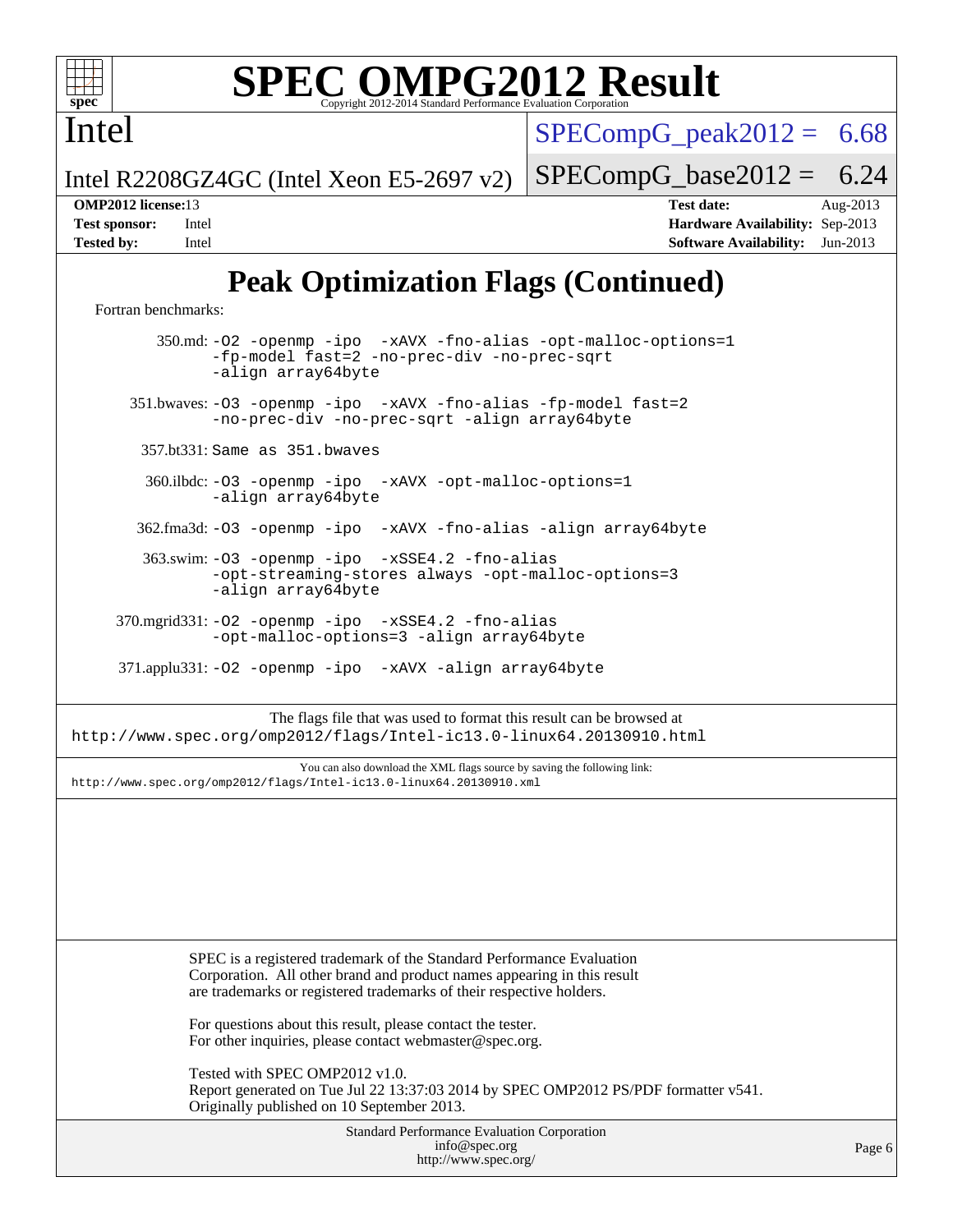# Peak Optimization Flags (Continued)

Fortran benchmarks:

350.md: -O2 -openmp -ipo -xAVX -fno-alias -opt-malloc-options=1 -fp-model fast=2 -no-prec-div -no-prec-sqrt -align array64byte

351.bwaves: -O3 -openmp -ipo -xAVX -fno-alias -fp-model fast=2 -no-prec-div -no-prec-sqrt -align array64byte

357.bt331: Same as 351.bwaves

360.ilbdc: -O3 -openmp -ipo -xAVX -opt-malloc-options=1 -align array64byte

362.fma3d: -O3 -openmp -ipo -xAVX -fno-alias -align array64byte

363.swim: -O3 -openmp -ipo -xSSE4.2 -fno-alias -opt-streaming-stores always -opt-malloc-options=3 -align array64byte

370.mgrid331: -O2 -openmp -ipo -xSSE4.2 -fno-alias -opt-malloc-options=3 -align array64byte

371.applu331: -O2 -openmp -ipo -xAVX -align array64byte

The flags file that was used to format this result can be browsed at
http://www.spec.org/omp2012/flags/Intel-ic13.0-linux64.20130910.html

You can also download the XML flags source by saving the following link:
http://www.spec.org/omp2012/flags/Intel-ic13.0-linux64.20130910.xml

SPEC is a registered trademark of the Standard Performance Evaluation Corporation. All other brand and product names appearing in this result are trademarks or registered trademarks of their respective holders.

For questions about this result, please contact the tester.
For other inquiries, please contact webmaster@spec.org.

Tested with SPEC OMP2012 v1.0.
Report generated on Tue Jul 22 13:37:03 2014 by SPEC OMP2012 PS/PDF formatter v541.
Originally published on 10 September 2013.